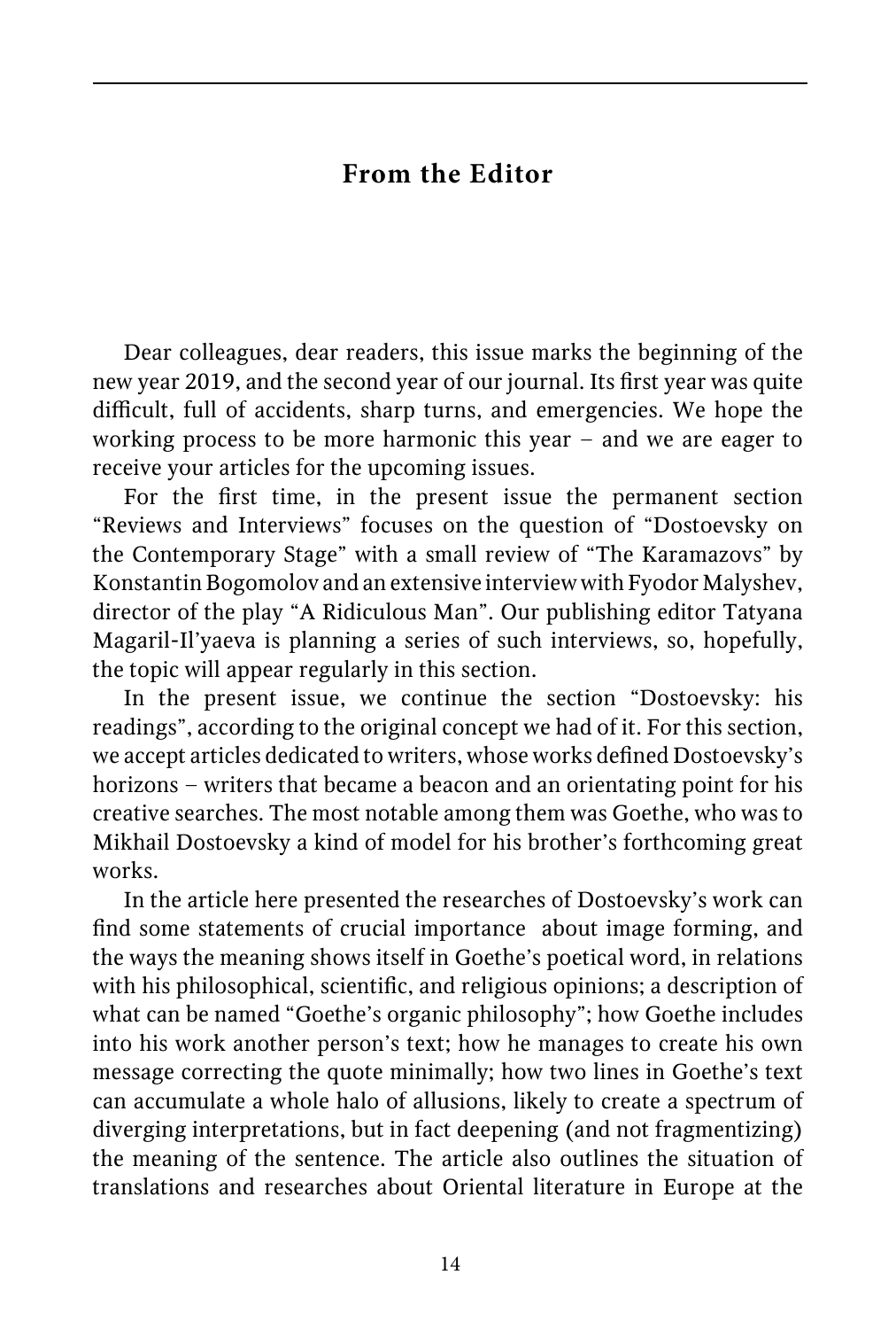# From the Editor

Dear colleagues, dear readers, this issue marks the beginning of the new year 2019, and the second year of our journal. Its first year was quite difficult, full of accidents, sharp turns, and emergencies. We hope the working process to be more harmonic this year – and we are eager to receive your articles for the upcoming issues.

For the first time, in the present issue the permanent section "Reviews and Interviews" focuses on the question of "Dostoevsky on the Contemporary Stage" with a small review of "The Karamazovs" by Konstantin Bogomolov and an extensive interview with Fyodor Malyshev, director of the play "A Ridiculous Man". Our publishing editor Tatyana Magaril-Il'yaeva is planning a series of such interviews, so, hopefully, the topic will appear regularly in this section.

In the present issue, we continue the section "Dostoevsky: his readings", according to the original concept we had of it. For this section, we accept articles dedicated to writers, whose works defined Dostoevsky's horizons – writers that became a beacon and an orientating point for his creative searches. The most notable among them was Goethe, who was to Mikhail Dostoevsky a kind of model for his brother's forthcoming great works.

In the article here presented the researches of Dostoevsky's work can find some statements of crucial importance about image forming, and the ways the meaning shows itself in Goethe's poetical word, in relations with his philosophical, scientific, and religious opinions; a description of what can be named "Goethe's organic philosophy"; how Goethe includes into his work another person's text; how he manages to create his own message correcting the quote minimally; how two lines in Goethe's text can accumulate a whole halo of allusions, likely to create a spectrum of diverging interpretations, but in fact deepening (and not fragmentizing) the meaning of the sentence. The article also outlines the situation of translations and researches about Oriental literature in Europe at the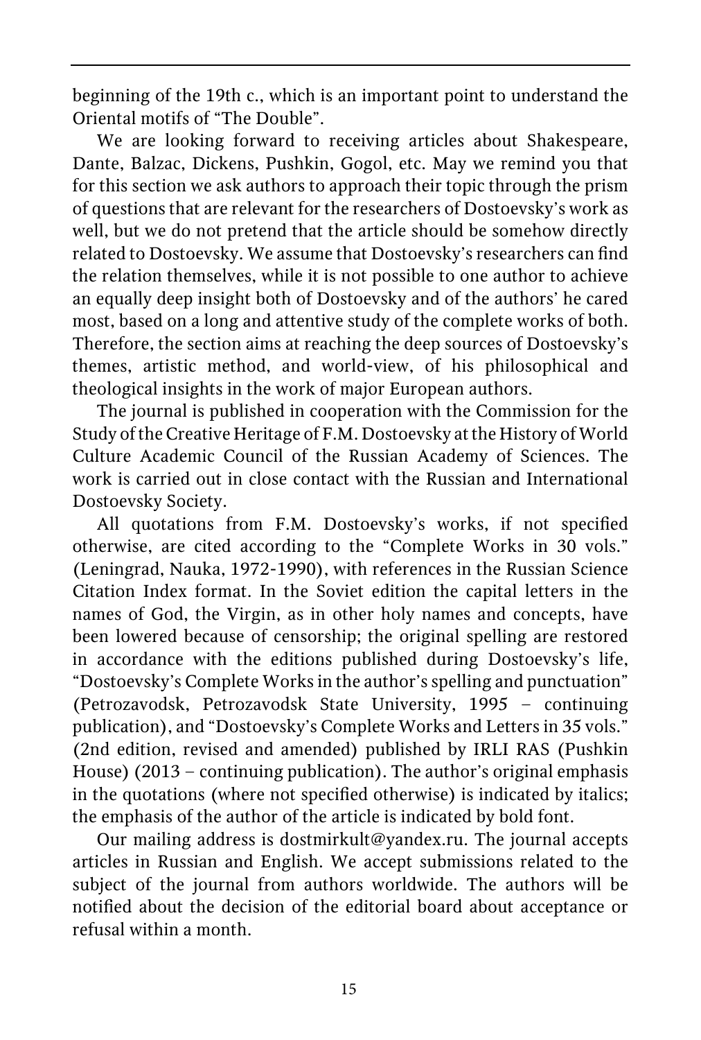beginning of the 19th c., which is an important point to understand the Oriental motifs of "The Double".

We are looking forward to receiving articles about Shakespeare, Dante, Balzac, Dickens, Pushkin, Gogol, etc. May we remind you that for this section we ask authors to approach their topic through the prism of questions that are relevant for the researchers of Dostoevsky's work as well, but we do not pretend that the article should be somehow directly related to Dostoevsky. We assume that Dostoevsky's researchers can find the relation themselves, while it is not possible to one author to achieve an equally deep insight both of Dostoevsky and of the authors' he cared most, based on a long and attentive study of the complete works of both. Therefore, the section aims at reaching the deep sources of Dostoevsky's themes, artistic method, and world-view, of his philosophical and theological insights in the work of major European authors.

The journal is published in cooperation with the Commission for the Study of the Creative Heritage of F.M. Dostoevsky at the History of World Culture Academic Council of the Russian Academy of Sciences. The work is carried out in close contact with the Russian and International Dostoevsky Society.

All quotations from F.M. Dostoevsky's works, if not specified otherwise, are cited according to the "Complete Works in 30 vols." (Leningrad, Nauka, 1972-1990), with references in the Russian Science Citation Index format. In the Soviet edition the capital letters in the names of God, the Virgin, as in other holy names and concepts, have been lowered because of censorship; the original spelling are restored in accordance with the editions published during Dostoevsky's life, "Dostoevsky's Complete Works in the author's spelling and punctuation" (Petrozavodsk, Petrozavodsk State University, 1995 – continuing publication), and "Dostoevsky's Complete Works and Letters in 35 vols." (2nd edition, revised and amended) published by IRLI RAS (Pushkin House) (2013 – continuing publication). The author's original emphasis in the quotations (where not specified otherwise) is indicated by italics; the emphasis of the author of the article is indicated by bold font.

Our mailing address is dostmirkult@yandex.ru. The journal accepts articles in Russian and English. We accept submissions related to the subject of the journal from authors worldwide. The authors will be notified about the decision of the editorial board about acceptance or refusal within a month.